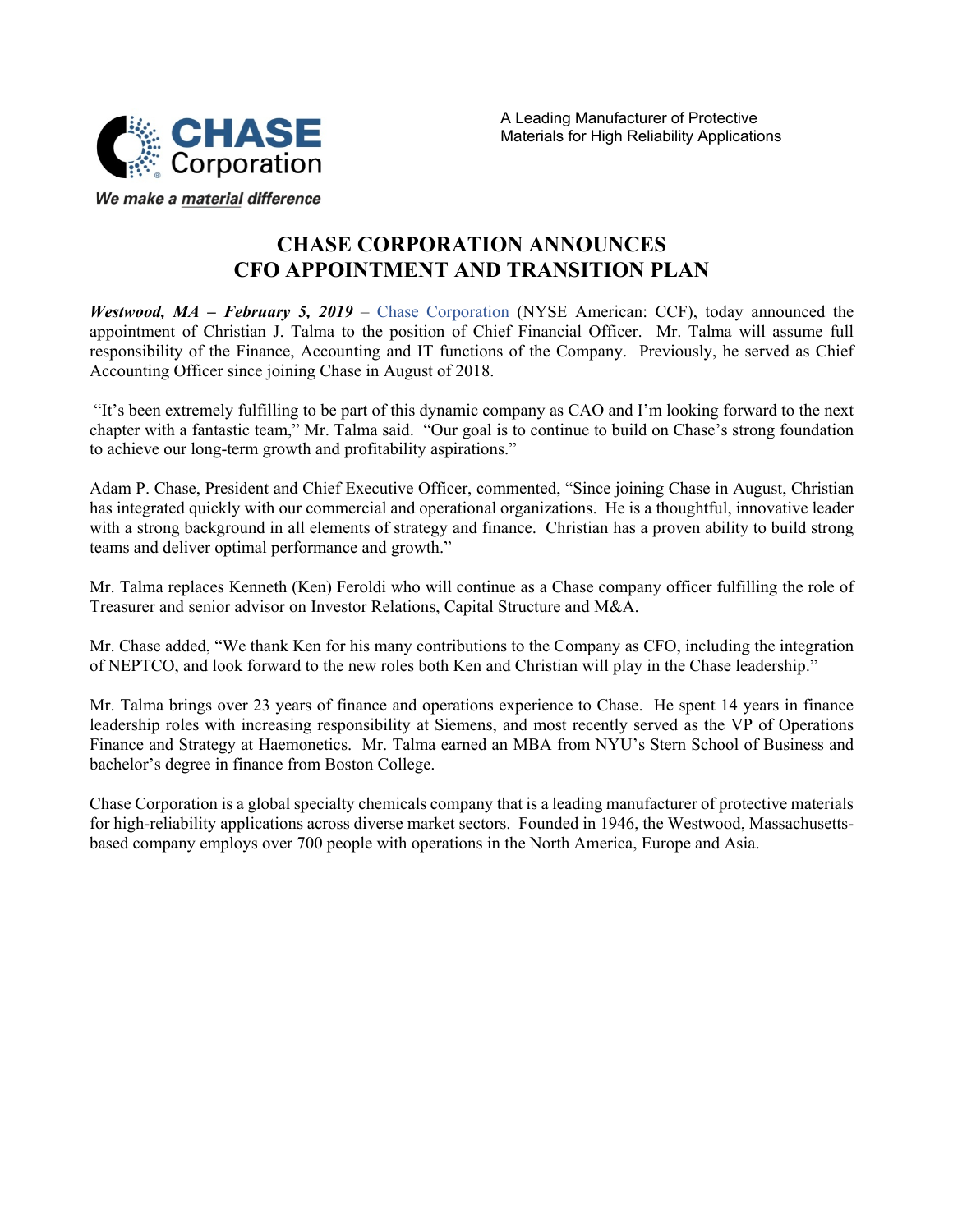CHASE Corporation

We make a material difference

A Leading Manufacturer of Protective Materials for High Reliability Applications

# CHASE CORPORATION ANNOUNCES CFO APPOINTMENT AND TRANSITION PLAN

***Westwood, MA – February 5, 2019*** – Chase Corporation (NYSE American: CCF), today announced the appointment of Christian J. Talma to the position of Chief Financial Officer. Mr. Talma will assume full responsibility of the Finance, Accounting and IT functions of the Company. Previously, he served as Chief Accounting Officer since joining Chase in August of 2018.

"It's been extremely fulfilling to be part of this dynamic company as CAO and I'm looking forward to the next chapter with a fantastic team," Mr. Talma said. "Our goal is to continue to build on Chase's strong foundation to achieve our long-term growth and profitability aspirations."

Adam P. Chase, President and Chief Executive Officer, commented, "Since joining Chase in August, Christian has integrated quickly with our commercial and operational organizations. He is a thoughtful, innovative leader with a strong background in all elements of strategy and finance. Christian has a proven ability to build strong teams and deliver optimal performance and growth."

Mr. Talma replaces Kenneth (Ken) Feroldi who will continue as a Chase company officer fulfilling the role of Treasurer and senior advisor on Investor Relations, Capital Structure and M&A.

Mr. Chase added, "We thank Ken for his many contributions to the Company as CFO, including the integration of NEPTCO, and look forward to the new roles both Ken and Christian will play in the Chase leadership."

Mr. Talma brings over 23 years of finance and operations experience to Chase. He spent 14 years in finance leadership roles with increasing responsibility at Siemens, and most recently served as the VP of Operations Finance and Strategy at Haemonetics. Mr. Talma earned an MBA from NYU's Stern School of Business and bachelor's degree in finance from Boston College.

Chase Corporation is a global specialty chemicals company that is a leading manufacturer of protective materials for high-reliability applications across diverse market sectors. Founded in 1946, the Westwood, Massachusetts-based company employs over 700 people with operations in the North America, Europe and Asia.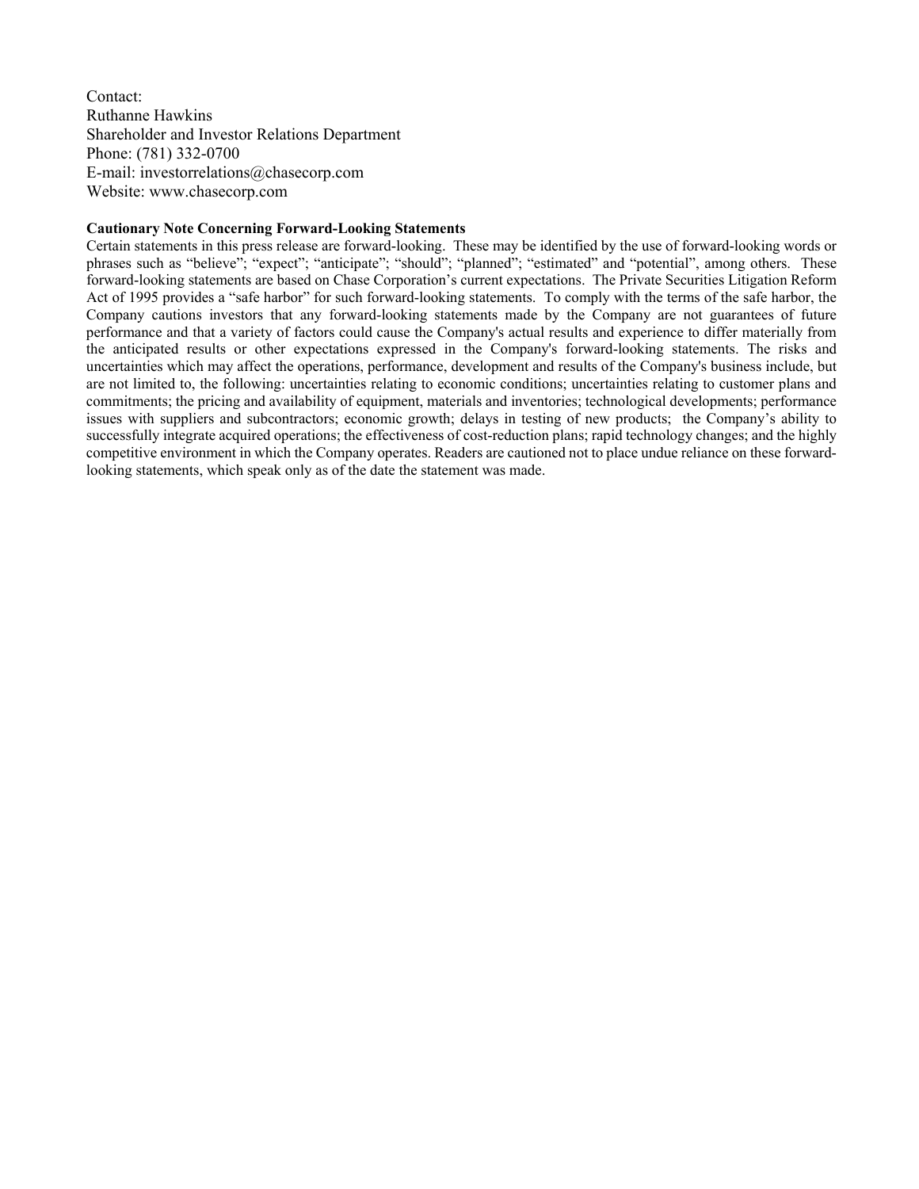Contact:
Ruthanne Hawkins
Shareholder and Investor Relations Department
Phone: (781) 332-0700
E-mail: investorrelations@chasecorp.com
Website: www.chasecorp.com

**Cautionary Note Concerning Forward-Looking Statements**

Certain statements in this press release are forward-looking. These may be identified by the use of forward-looking words or phrases such as "believe"; "expect"; "anticipate"; "should"; "planned"; "estimated" and "potential", among others. These forward-looking statements are based on Chase Corporation's current expectations. The Private Securities Litigation Reform Act of 1995 provides a "safe harbor" for such forward-looking statements. To comply with the terms of the safe harbor, the Company cautions investors that any forward-looking statements made by the Company are not guarantees of future performance and that a variety of factors could cause the Company's actual results and experience to differ materially from the anticipated results or other expectations expressed in the Company's forward-looking statements. The risks and uncertainties which may affect the operations, performance, development and results of the Company's business include, but are not limited to, the following: uncertainties relating to economic conditions; uncertainties relating to customer plans and commitments; the pricing and availability of equipment, materials and inventories; technological developments; performance issues with suppliers and subcontractors; economic growth; delays in testing of new products; the Company's ability to successfully integrate acquired operations; the effectiveness of cost-reduction plans; rapid technology changes; and the highly competitive environment in which the Company operates. Readers are cautioned not to place undue reliance on these forward-looking statements, which speak only as of the date the statement was made.